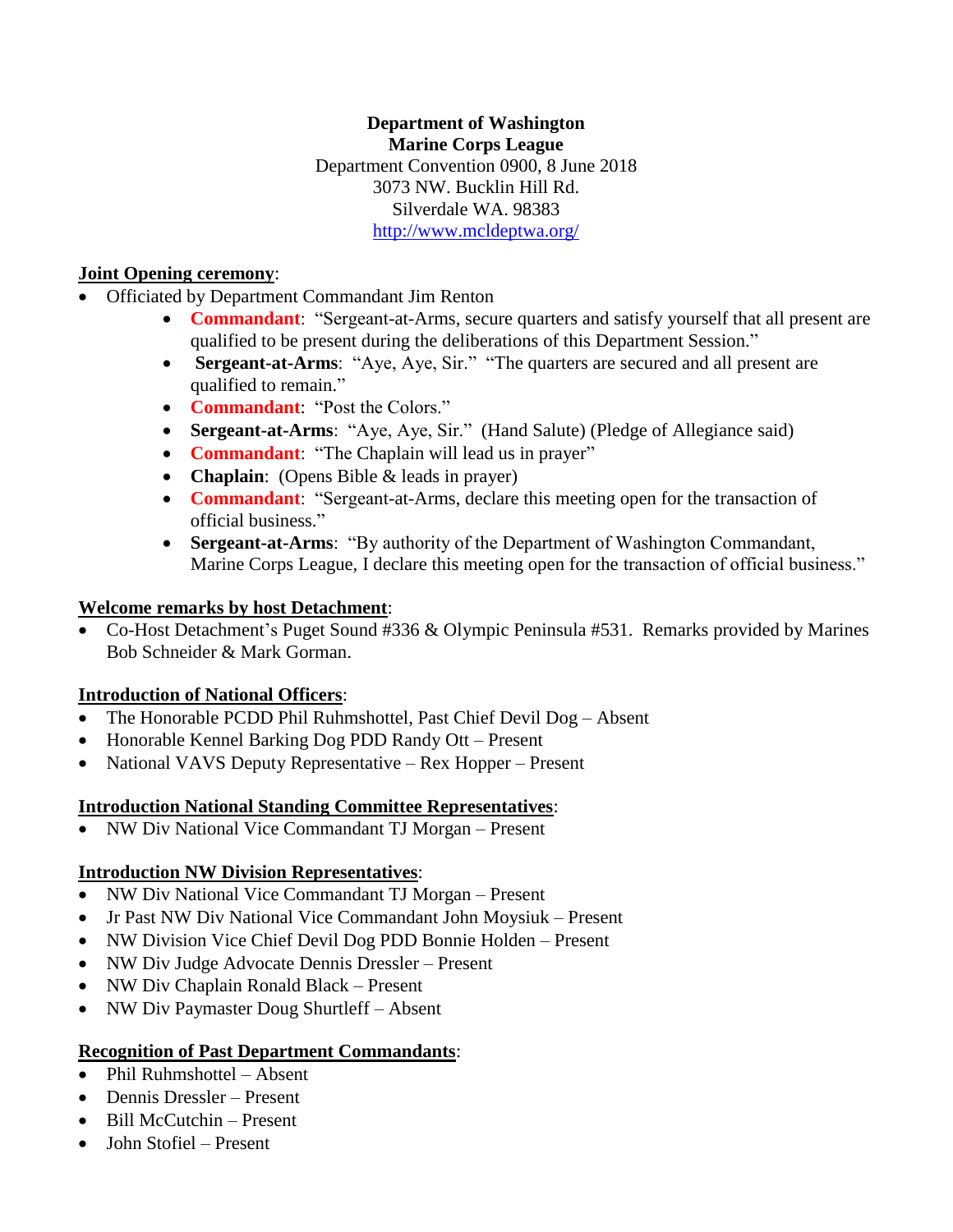**Department of Washington**
**Marine Corps League**
Department Convention 0900, 8 June 2018
3073 NW. Bucklin Hill Rd.
Silverdale WA. 98383
http://www.mcldeptwa.org/

**Joint Opening ceremony**:

- Officiated by Department Commandant Jim Renton
  - **Commandant**: "Sergeant-at-Arms, secure quarters and satisfy yourself that all present are qualified to be present during the deliberations of this Department Session."
  - **Sergeant-at-Arms**: "Aye, Aye, Sir." "The quarters are secured and all present are qualified to remain."
  - **Commandant**: "Post the Colors."
  - **Sergeant-at-Arms**: "Aye, Aye, Sir." (Hand Salute) (Pledge of Allegiance said)
  - **Commandant**: "The Chaplain will lead us in prayer"
  - **Chaplain**: (Opens Bible & leads in prayer)
  - **Commandant**: "Sergeant-at-Arms, declare this meeting open for the transaction of official business."
  - **Sergeant-at-Arms**: "By authority of the Department of Washington Commandant, Marine Corps League, I declare this meeting open for the transaction of official business."

**Welcome remarks by host Detachment**:

- Co-Host Detachment's Puget Sound #336 & Olympic Peninsula #531. Remarks provided by Marines Bob Schneider & Mark Gorman.

**Introduction of National Officers**:

- The Honorable PCDD Phil Ruhmshottel, Past Chief Devil Dog – Absent
- Honorable Kennel Barking Dog PDD Randy Ott – Present
- National VAVS Deputy Representative – Rex Hopper – Present

**Introduction National Standing Committee Representatives**:

- NW Div National Vice Commandant TJ Morgan – Present

**Introduction NW Division Representatives**:

- NW Div National Vice Commandant TJ Morgan – Present
- Jr Past NW Div National Vice Commandant John Moysiuk – Present
- NW Division Vice Chief Devil Dog PDD Bonnie Holden – Present
- NW Div Judge Advocate Dennis Dressler – Present
- NW Div Chaplain Ronald Black – Present
- NW Div Paymaster Doug Shurtleff – Absent

**Recognition of Past Department Commandants**:

- Phil Ruhmshottel – Absent
- Dennis Dressler – Present
- Bill McCutchin – Present
- John Stofiel – Present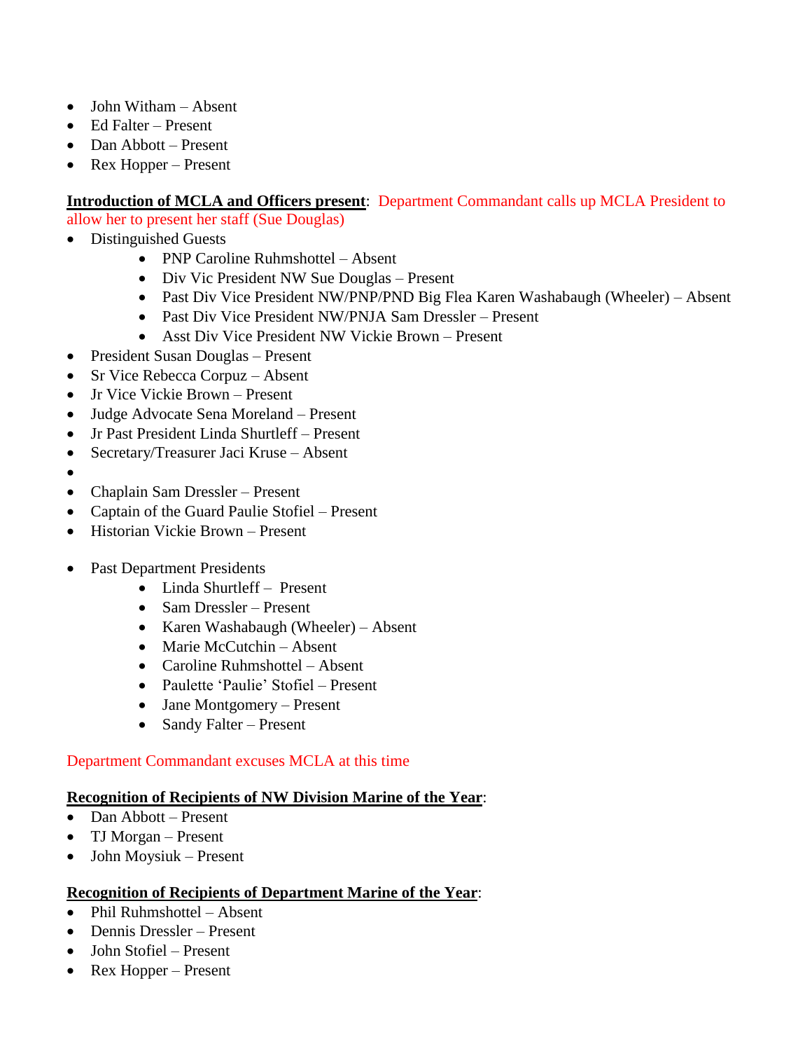- John Witham – Absent
- Ed Falter – Present
- Dan Abbott – Present
- Rex Hopper – Present

**Introduction of MCLA and Officers present**: Department Commandant calls up MCLA President to allow her to present her staff (Sue Douglas)

- Distinguished Guests
    - PNP Caroline Ruhmshottel – Absent
    - Div Vic President NW Sue Douglas – Present
    - Past Div Vice President NW/PNP/PND Big Flea Karen Washabaugh (Wheeler) – Absent
    - Past Div Vice President NW/PNJA Sam Dressler – Present
    - Asst Div Vice President NW Vickie Brown – Present
- President Susan Douglas – Present
- Sr Vice Rebecca Corpuz – Absent
- Jr Vice Vickie Brown – Present
- Judge Advocate Sena Moreland – Present
- Jr Past President Linda Shurtleff – Present
- Secretary/Treasurer Jaci Kruse – Absent
- 
- Chaplain Sam Dressler – Present
- Captain of the Guard Paulie Stofiel – Present
- Historian Vickie Brown – Present

- Past Department Presidents
    - Linda Shurtleff – Present
    - Sam Dressler – Present
    - Karen Washabaugh (Wheeler) – Absent
    - Marie McCutchin – Absent
    - Caroline Ruhmshottel – Absent
    - Paulette 'Paulie' Stofiel – Present
    - Jane Montgomery – Present
    - Sandy Falter – Present

Department Commandant excuses MCLA at this time

**Recognition of Recipients of NW Division Marine of the Year**:

- Dan Abbott – Present
- TJ Morgan – Present
- John Moysiuk – Present

**Recognition of Recipients of Department Marine of the Year**:

- Phil Ruhmshottel – Absent
- Dennis Dressler – Present
- John Stofiel – Present
- Rex Hopper – Present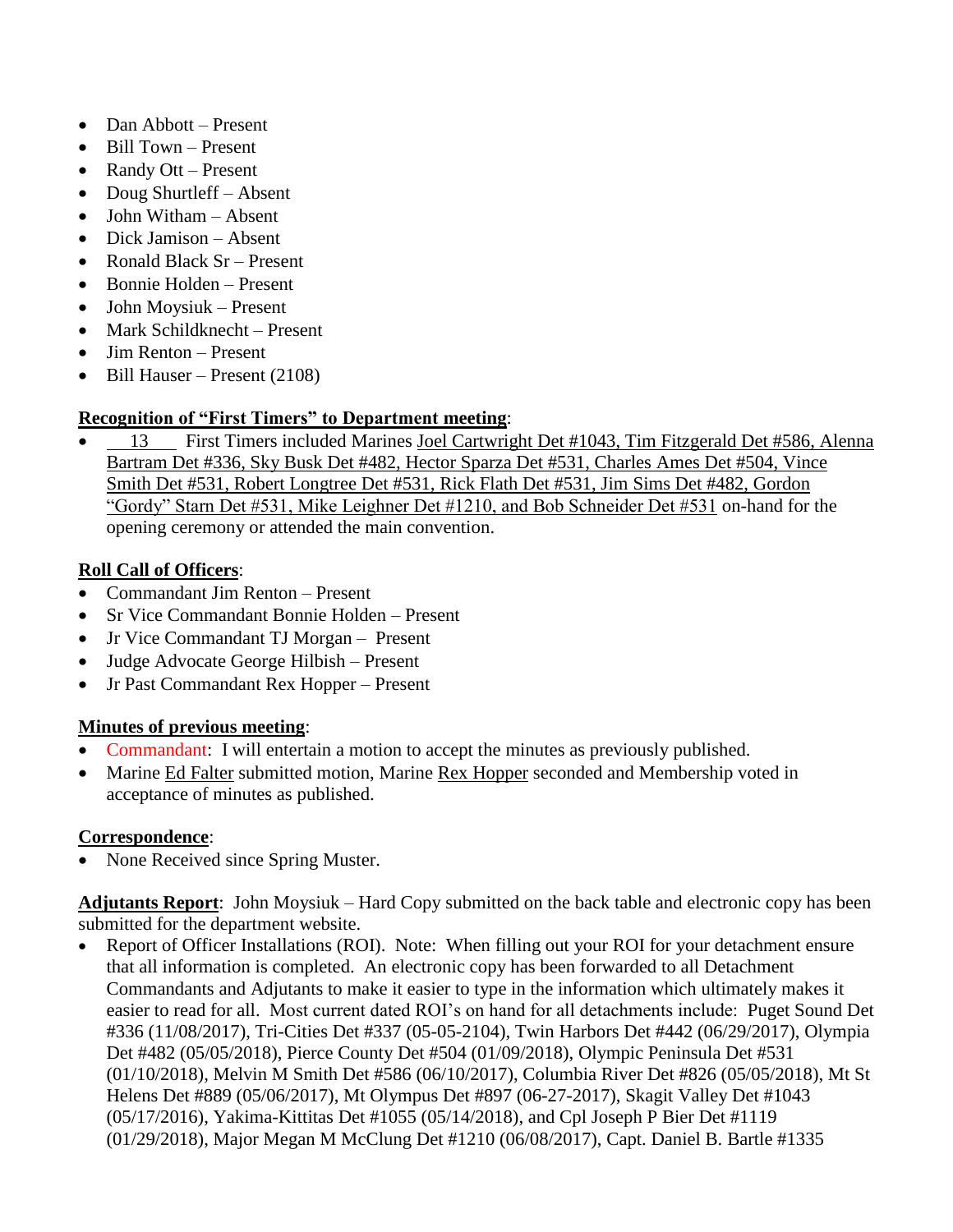- Dan Abbott – Present
- Bill Town – Present
- Randy Ott – Present
- Doug Shurtleff – Absent
- John Witham – Absent
- Dick Jamison – Absent
- Ronald Black Sr – Present
- Bonnie Holden – Present
- John Moysiuk – Present
- Mark Schildknecht – Present
- Jim Renton – Present
- Bill Hauser – Present (2108)

**Recognition of "First Timers" to Department meeting**:

- 13 First Timers included Marines Joel Cartwright Det #1043, Tim Fitzgerald Det #586, Alenna Bartram Det #336, Sky Busk Det #482, Hector Sparza Det #531, Charles Ames Det #504, Vince Smith Det #531, Robert Longtree Det #531, Rick Flath Det #531, Jim Sims Det #482, Gordon "Gordy" Starn Det #531, Mike Leighner Det #1210, and Bob Schneider Det #531 on-hand for the opening ceremony or attended the main convention.

**Roll Call of Officers**:

- Commandant Jim Renton – Present
- Sr Vice Commandant Bonnie Holden – Present
- Jr Vice Commandant TJ Morgan – Present
- Judge Advocate George Hilbish – Present
- Jr Past Commandant Rex Hopper – Present

**Minutes of previous meeting**:

- Commandant: I will entertain a motion to accept the minutes as previously published.
- Marine Ed Falter submitted motion, Marine Rex Hopper seconded and Membership voted in acceptance of minutes as published.

**Correspondence**:

- None Received since Spring Muster.

**Adjutants Report**: John Moysiuk – Hard Copy submitted on the back table and electronic copy has been submitted for the department website.

- Report of Officer Installations (ROI). Note: When filling out your ROI for your detachment ensure that all information is completed. An electronic copy has been forwarded to all Detachment Commandants and Adjutants to make it easier to type in the information which ultimately makes it easier to read for all. Most current dated ROI's on hand for all detachments include: Puget Sound Det #336 (11/08/2017), Tri-Cities Det #337 (05-05-2104), Twin Harbors Det #442 (06/29/2017), Olympia Det #482 (05/05/2018), Pierce County Det #504 (01/09/2018), Olympic Peninsula Det #531 (01/10/2018), Melvin M Smith Det #586 (06/10/2017), Columbia River Det #826 (05/05/2018), Mt St Helens Det #889 (05/06/2017), Mt Olympus Det #897 (06-27-2017), Skagit Valley Det #1043 (05/17/2016), Yakima-Kittitas Det #1055 (05/14/2018), and Cpl Joseph P Bier Det #1119 (01/29/2018), Major Megan M McClung Det #1210 (06/08/2017), Capt. Daniel B. Bartle #1335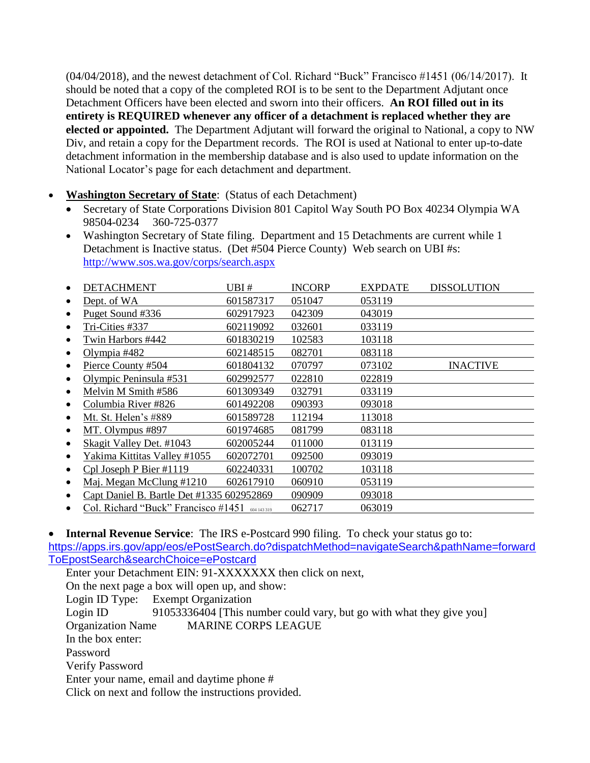(04/04/2018), and the newest detachment of Col. Richard "Buck" Francisco #1451 (06/14/2017). It should be noted that a copy of the completed ROI is to be sent to the Department Adjutant once Detachment Officers have been elected and sworn into their officers. **An ROI filled out in its entirety is REQUIRED whenever any officer of a detachment is replaced whether they are elected or appointed.** The Department Adjutant will forward the original to National, a copy to NW Div, and retain a copy for the Department records. The ROI is used at National to enter up-to-date detachment information in the membership database and is also used to update information on the National Locator's page for each detachment and department.

- **Washington Secretary of State**: (Status of each Detachment)
  - Secretary of State Corporations Division 801 Capitol Way South PO Box 40234 Olympia WA 98504-0234 360-725-0377
  - Washington Secretary of State filing. Department and 15 Detachments are current while 1 Detachment is Inactive status. (Det #504 Pierce County) Web search on UBI #s: http://www.sos.wa.gov/corps/search.aspx

| DETACHMENT | UBI # | INCORP | EXPDATE | DISSOLUTION |
|---|---|---|---|---|
| Dept. of WA | 601587317 | 051047 | 053119 | |
| Puget Sound #336 | 602917923 | 042309 | 043019 | |
| Tri-Cities #337 | 602119092 | 032601 | 033119 | |
| Twin Harbors #442 | 601830219 | 102583 | 103118 | |
| Olympia #482 | 602148515 | 082701 | 083118 | |
| Pierce County #504 | 601804132 | 070797 | 073102 | INACTIVE |
| Olympic Peninsula #531 | 602992577 | 022810 | 022819 | |
| Melvin M Smith #586 | 601309349 | 032791 | 033119 | |
| Columbia River #826 | 601492208 | 090393 | 093018 | |
| Mt. St. Helen's #889 | 601589728 | 112194 | 113018 | |
| MT. Olympus #897 | 601974685 | 081799 | 083118 | |
| Skagit Valley Det. #1043 | 602005244 | 011000 | 013119 | |
| Yakima Kittitas Valley #1055 | 602072701 | 092500 | 093019 | |
| Cpl Joseph P Bier #1119 | 602240331 | 100702 | 103118 | |
| Maj. Megan McClung #1210 | 602617910 | 060910 | 053119 | |
| Capt Daniel B. Bartle Det #1335 | 602952869 | 090909 | 093018 | |
| Col. Richard "Buck" Francisco #1451 | 604 143 319 | 062717 | 063019 | |

- **Internal Revenue Service**: The IRS e-Postcard 990 filing. To check your status go to: https://apps.irs.gov/app/eos/ePostSearch.do?dispatchMethod=navigateSearch&pathName=forwardToEpostSearch&searchChoice=ePostcard

Enter your Detachment EIN: 91-XXXXXXX then click on next,
On the next page a box will open up, and show:
Login ID Type: Exempt Organization
Login ID 91053336404 [This number could vary, but go with what they give you]
Organization Name MARINE CORPS LEAGUE
In the box enter:
Password
Verify Password
Enter your name, email and daytime phone #
Click on next and follow the instructions provided.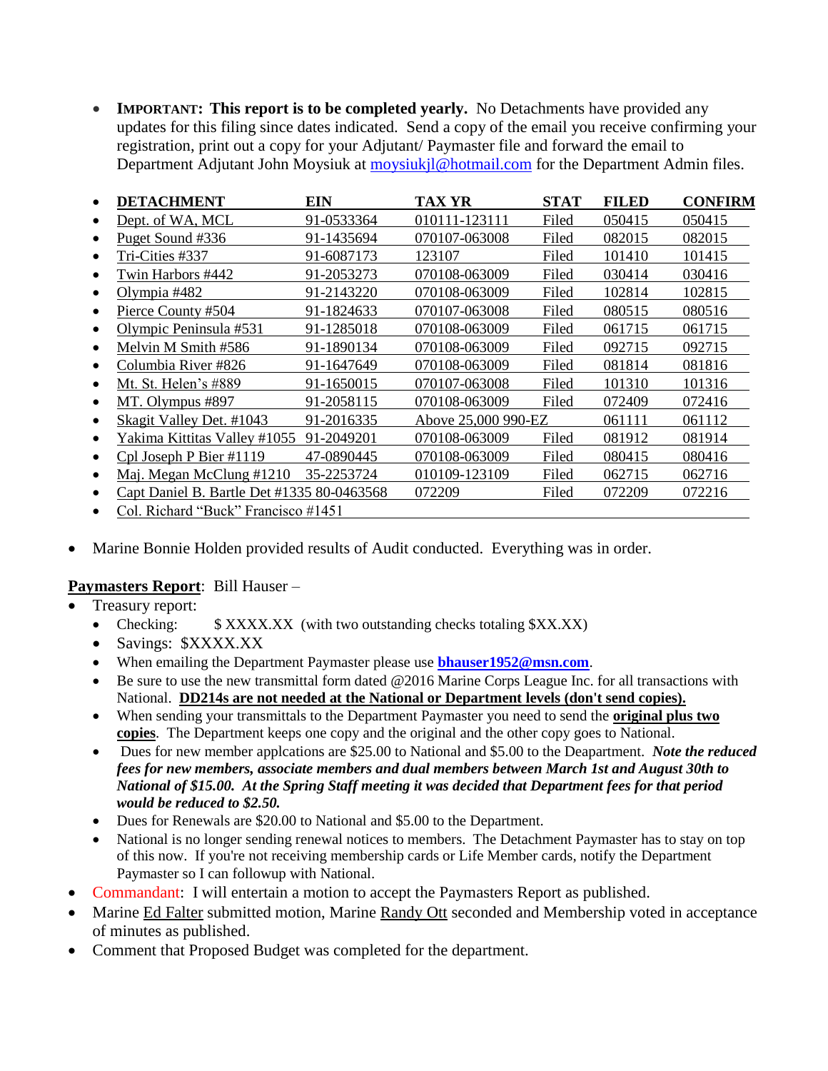- **IMPORTANT: This report is to be completed yearly.** No Detachments have provided any updates for this filing since dates indicated. Send a copy of the email you receive confirming your registration, print out a copy for your Adjutant/ Paymaster file and forward the email to Department Adjutant John Moysiuk at moysiukjl@hotmail.com for the Department Admin files.

| DETACHMENT | EIN | TAX YR | STAT | FILED | CONFIRM |
|---|---|---|---|---|---|
| Dept. of WA, MCL | 91-0533364 | 010111-123111 | Filed | 050415 | 050415 |
| Puget Sound #336 | 91-1435694 | 070107-063008 | Filed | 082015 | 082015 |
| Tri-Cities #337 | 91-6087173 | 123107 | Filed | 101410 | 101415 |
| Twin Harbors #442 | 91-2053273 | 070108-063009 | Filed | 030414 | 030416 |
| Olympia #482 | 91-2143220 | 070108-063009 | Filed | 102814 | 102815 |
| Pierce County #504 | 91-1824633 | 070107-063008 | Filed | 080515 | 080516 |
| Olympic Peninsula #531 | 91-1285018 | 070108-063009 | Filed | 061715 | 061715 |
| Melvin M Smith #586 | 91-1890134 | 070108-063009 | Filed | 092715 | 092715 |
| Columbia River #826 | 91-1647649 | 070108-063009 | Filed | 081814 | 081816 |
| Mt. St. Helen's #889 | 91-1650015 | 070107-063008 | Filed | 101310 | 101316 |
| MT. Olympus #897 | 91-2058115 | 070108-063009 | Filed | 072409 | 072416 |
| Skagit Valley Det. #1043 | 91-2016335 | Above 25,000 990-EZ | | 061111 | 061112 |
| Yakima Kittitas Valley #1055 | 91-2049201 | 070108-063009 | Filed | 081912 | 081914 |
| Cpl Joseph P Bier #1119 | 47-0890445 | 070108-063009 | Filed | 080415 | 080416 |
| Maj. Megan McClung #1210 | 35-2253724 | 010109-123109 | Filed | 062715 | 062716 |
| Capt Daniel B. Bartle Det #1335 | 80-0463568 | 072209 | Filed | 072209 | 072216 |
| Col. Richard "Buck" Francisco #1451 | | | | | |

- Marine Bonnie Holden provided results of Audit conducted. Everything was in order.

**Paymasters Report**: Bill Hauser –

- Treasury report:
  - Checking: $ XXXX.XX (with two outstanding checks totaling $XX.XX)
  - Savings: $XXXX.XX
  - When emailing the Department Paymaster please use **bhauser1952@msn.com**.
  - Be sure to use the new transmittal form dated @2016 Marine Corps League Inc. for all transactions with National. **DD214s are not needed at the National or Department levels (don't send copies).**
  - When sending your transmittals to the Department Paymaster you need to send the **original plus two copies**. The Department keeps one copy and the original and the other copy goes to National.
  - Dues for new member applcations are $25.00 to National and $5.00 to the Deapartment. ***Note the reduced fees for new members, associate members and dual members between March 1st and August 30th to National of $15.00. At the Spring Staff meeting it was decided that Department fees for that period would be reduced to $2.50.***
  - Dues for Renewals are $20.00 to National and $5.00 to the Department.
  - National is no longer sending renewal notices to members. The Detachment Paymaster has to stay on top of this now. If you're not receiving membership cards or Life Member cards, notify the Department Paymaster so I can followup with National.
- Commandant: I will entertain a motion to accept the Paymasters Report as published.
- Marine Ed Falter submitted motion, Marine Randy Ott seconded and Membership voted in acceptance of minutes as published.
- Comment that Proposed Budget was completed for the department.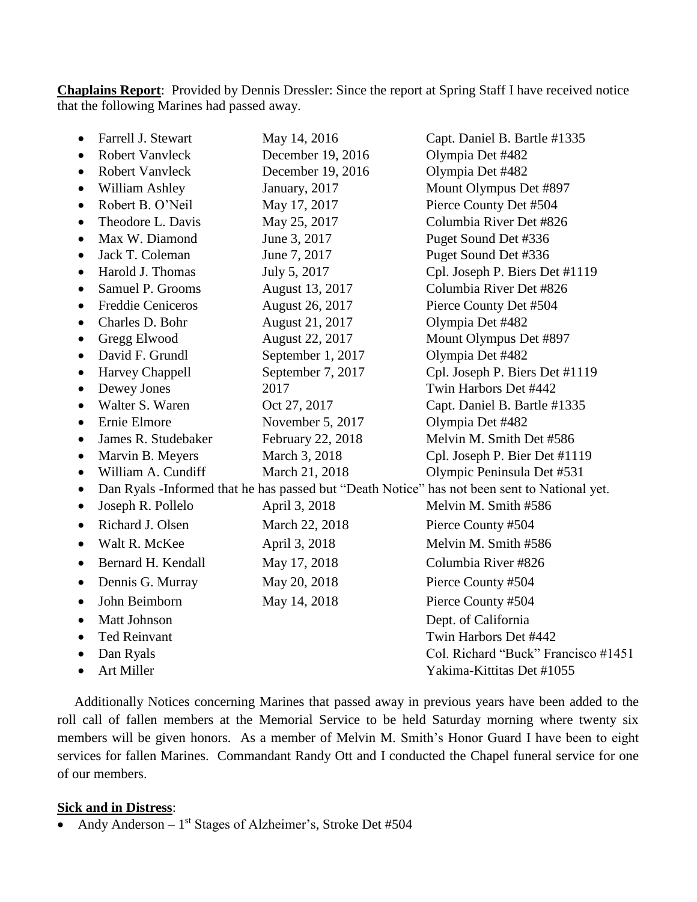**Chaplains Report**: Provided by Dennis Dressler: Since the report at Spring Staff I have received notice that the following Marines had passed away.

- Farrell J. Stewart May 14, 2016 Capt. Daniel B. Bartle #1335
- Robert Vanvleck December 19, 2016 Olympia Det #482
- Robert Vanvleck December 19, 2016 Olympia Det #482
- William Ashley January, 2017 Mount Olympus Det #897
- Robert B. O'Neil May 17, 2017 Pierce County Det #504
- Theodore L. Davis May 25, 2017 Columbia River Det #826
- Max W. Diamond June 3, 2017 Puget Sound Det #336
- Jack T. Coleman June 7, 2017 Puget Sound Det #336
- Harold J. Thomas July 5, 2017 Cpl. Joseph P. Biers Det #1119
- Samuel P. Grooms August 13, 2017 Columbia River Det #826
- Freddie Ceniceros August 26, 2017 Pierce County Det #504
- Charles D. Bohr August 21, 2017 Olympia Det #482
- Gregg Elwood August 22, 2017 Mount Olympus Det #897
- David F. Grundl September 1, 2017 Olympia Det #482
- Harvey Chappell September 7, 2017 Cpl. Joseph P. Biers Det #1119
- Dewey Jones 2017 Twin Harbors Det #442
- Walter S. Waren Oct 27, 2017 Capt. Daniel B. Bartle #1335
- Ernie Elmore November 5, 2017 Olympia Det #482
- James R. Studebaker February 22, 2018 Melvin M. Smith Det #586
- Marvin B. Meyers March 3, 2018 Cpl. Joseph P. Bier Det #1119
- William A. Cundiff March 21, 2018 Olympic Peninsula Det #531
- Dan Ryals -Informed that he has passed but "Death Notice" has not been sent to National yet.
- Joseph R. Pollelo April 3, 2018 Melvin M. Smith #586
- Richard J. Olsen March 22, 2018 Pierce County #504
- Walt R. McKee April 3, 2018 Melvin M. Smith #586
- Bernard H. Kendall May 17, 2018 Columbia River #826
- Dennis G. Murray May 20, 2018 Pierce County #504
- John Beimborn May 14, 2018 Pierce County #504
- Matt Johnson Dept. of California
- Ted Reinvant Twin Harbors Det #442
- Dan Ryals Col. Richard "Buck" Francisco #1451
- Art Miller Yakima-Kittitas Det #1055

Additionally Notices concerning Marines that passed away in previous years have been added to the roll call of fallen members at the Memorial Service to be held Saturday morning where twenty six members will be given honors. As a member of Melvin M. Smith's Honor Guard I have been to eight services for fallen Marines. Commandant Randy Ott and I conducted the Chapel funeral service for one of our members.

**Sick and in Distress**:

- Andy Anderson – 1st Stages of Alzheimer's, Stroke Det #504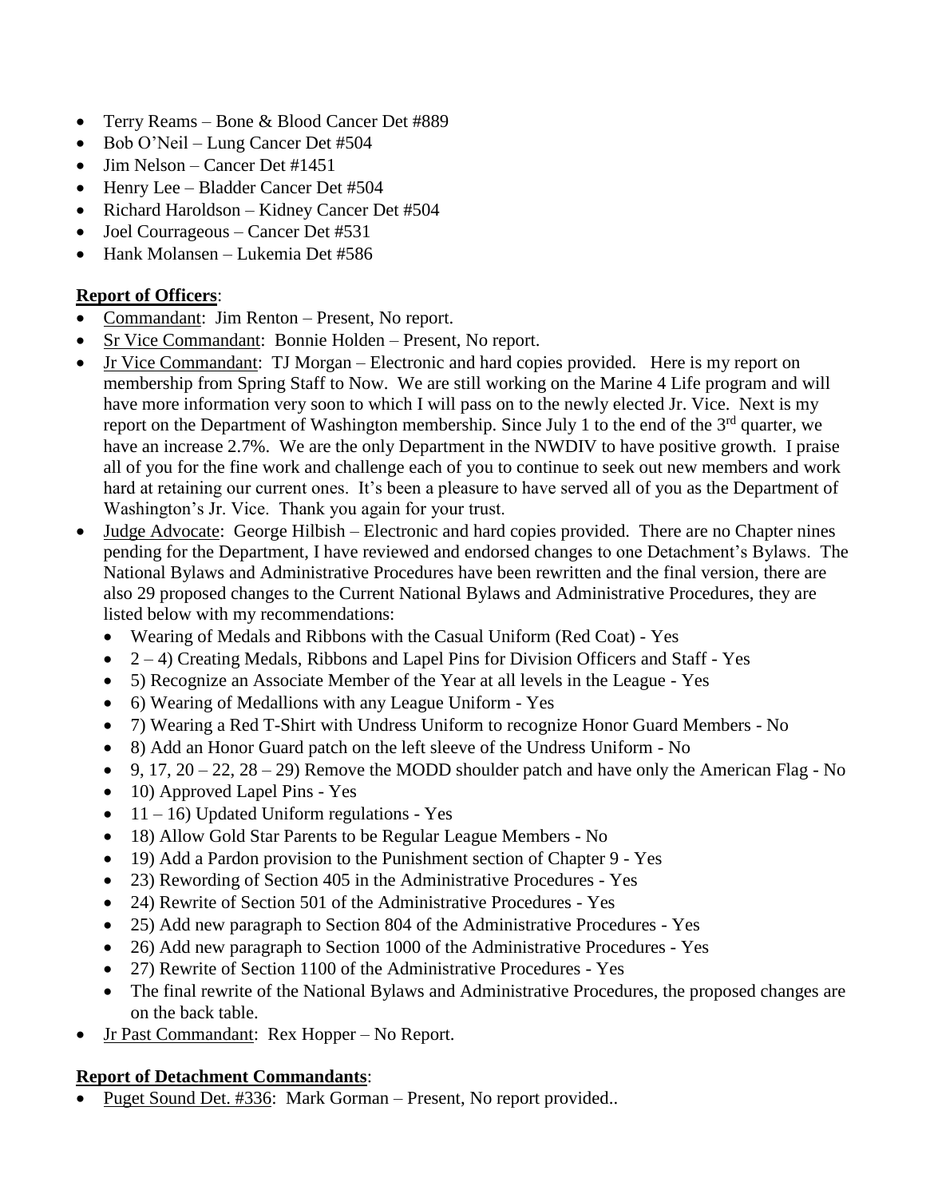- Terry Reams – Bone & Blood Cancer Det #889
- Bob O'Neil – Lung Cancer Det #504
- Jim Nelson – Cancer Det #1451
- Henry Lee – Bladder Cancer Det #504
- Richard Haroldson – Kidney Cancer Det #504
- Joel Courrageous – Cancer Det #531
- Hank Molansen – Lukemia Det #586

**Report of Officers**:

- Commandant: Jim Renton – Present, No report.
- Sr Vice Commandant: Bonnie Holden – Present, No report.
- Jr Vice Commandant: TJ Morgan – Electronic and hard copies provided. Here is my report on membership from Spring Staff to Now. We are still working on the Marine 4 Life program and will have more information very soon to which I will pass on to the newly elected Jr. Vice. Next is my report on the Department of Washington membership. Since July 1 to the end of the 3rd quarter, we have an increase 2.7%. We are the only Department in the NWDIV to have positive growth. I praise all of you for the fine work and challenge each of you to continue to seek out new members and work hard at retaining our current ones. It's been a pleasure to have served all of you as the Department of Washington's Jr. Vice. Thank you again for your trust.
- Judge Advocate: George Hilbish – Electronic and hard copies provided. There are no Chapter nines pending for the Department, I have reviewed and endorsed changes to one Detachment's Bylaws. The National Bylaws and Administrative Procedures have been rewritten and the final version, there are also 29 proposed changes to the Current National Bylaws and Administrative Procedures, they are listed below with my recommendations:
  - Wearing of Medals and Ribbons with the Casual Uniform (Red Coat) - Yes
  - 2 – 4) Creating Medals, Ribbons and Lapel Pins for Division Officers and Staff - Yes
  - 5) Recognize an Associate Member of the Year at all levels in the League - Yes
  - 6) Wearing of Medallions with any League Uniform - Yes
  - 7) Wearing a Red T-Shirt with Undress Uniform to recognize Honor Guard Members - No
  - 8) Add an Honor Guard patch on the left sleeve of the Undress Uniform - No
  - 9, 17, 20 – 22, 28 – 29) Remove the MODD shoulder patch and have only the American Flag - No
  - 10) Approved Lapel Pins - Yes
  - 11 – 16) Updated Uniform regulations - Yes
  - 18) Allow Gold Star Parents to be Regular League Members - No
  - 19) Add a Pardon provision to the Punishment section of Chapter 9 - Yes
  - 23) Rewording of Section 405 in the Administrative Procedures - Yes
  - 24) Rewrite of Section 501 of the Administrative Procedures - Yes
  - 25) Add new paragraph to Section 804 of the Administrative Procedures - Yes
  - 26) Add new paragraph to Section 1000 of the Administrative Procedures - Yes
  - 27) Rewrite of Section 1100 of the Administrative Procedures - Yes
  - The final rewrite of the National Bylaws and Administrative Procedures, the proposed changes are on the back table.
- Jr Past Commandant: Rex Hopper – No Report.

**Report of Detachment Commandants**:

- Puget Sound Det. #336: Mark Gorman – Present, No report provided..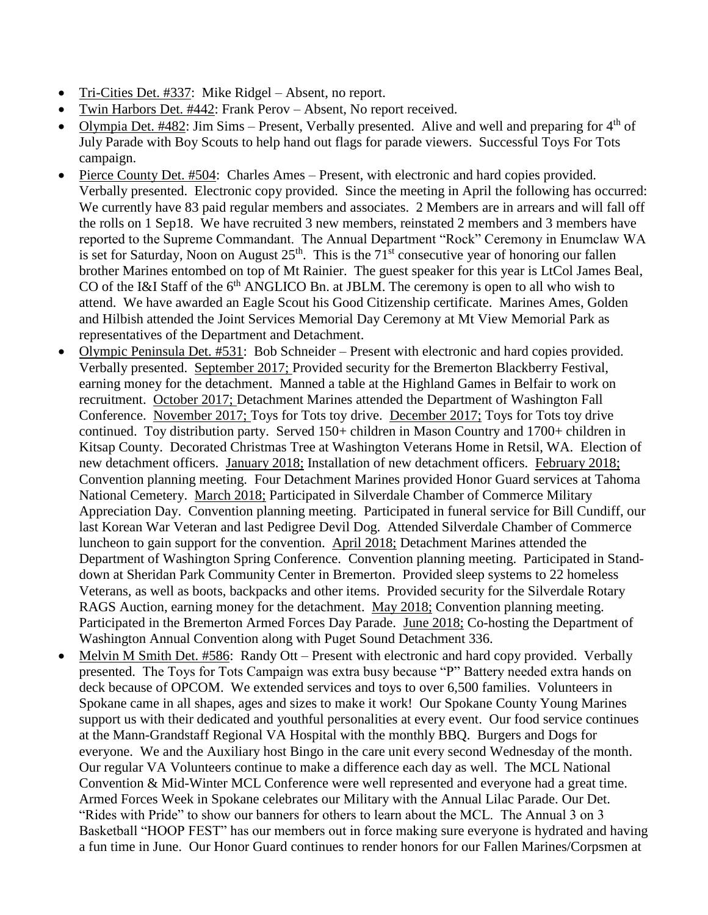- Tri-Cities Det. #337: Mike Ridgel – Absent, no report.
- Twin Harbors Det. #442: Frank Perov – Absent, No report received.
- Olympia Det. #482: Jim Sims – Present, Verbally presented. Alive and well and preparing for 4th of July Parade with Boy Scouts to help hand out flags for parade viewers. Successful Toys For Tots campaign.
- Pierce County Det. #504: Charles Ames – Present, with electronic and hard copies provided. Verbally presented. Electronic copy provided. Since the meeting in April the following has occurred: We currently have 83 paid regular members and associates. 2 Members are in arrears and will fall off the rolls on 1 Sep18. We have recruited 3 new members, reinstated 2 members and 3 members have reported to the Supreme Commandant. The Annual Department "Rock" Ceremony in Enumclaw WA is set for Saturday, Noon on August 25th. This is the 71st consecutive year of honoring our fallen brother Marines entombed on top of Mt Rainier. The guest speaker for this year is LtCol James Beal, CO of the I&I Staff of the 6th ANGLICO Bn. at JBLM. The ceremony is open to all who wish to attend. We have awarded an Eagle Scout his Good Citizenship certificate. Marines Ames, Golden and Hilbish attended the Joint Services Memorial Day Ceremony at Mt View Memorial Park as representatives of the Department and Detachment.
- Olympic Peninsula Det. #531: Bob Schneider – Present with electronic and hard copies provided. Verbally presented. September 2017; Provided security for the Bremerton Blackberry Festival, earning money for the detachment. Manned a table at the Highland Games in Belfair to work on recruitment. October 2017; Detachment Marines attended the Department of Washington Fall Conference. November 2017; Toys for Tots toy drive. December 2017; Toys for Tots toy drive continued. Toy distribution party. Served 150+ children in Mason Country and 1700+ children in Kitsap County. Decorated Christmas Tree at Washington Veterans Home in Retsil, WA. Election of new detachment officers. January 2018; Installation of new detachment officers. February 2018; Convention planning meeting. Four Detachment Marines provided Honor Guard services at Tahoma National Cemetery. March 2018; Participated in Silverdale Chamber of Commerce Military Appreciation Day. Convention planning meeting. Participated in funeral service for Bill Cundiff, our last Korean War Veteran and last Pedigree Devil Dog. Attended Silverdale Chamber of Commerce luncheon to gain support for the convention. April 2018; Detachment Marines attended the Department of Washington Spring Conference. Convention planning meeting. Participated in Stand-down at Sheridan Park Community Center in Bremerton. Provided sleep systems to 22 homeless Veterans, as well as boots, backpacks and other items. Provided security for the Silverdale Rotary RAGS Auction, earning money for the detachment. May 2018; Convention planning meeting. Participated in the Bremerton Armed Forces Day Parade. June 2018; Co-hosting the Department of Washington Annual Convention along with Puget Sound Detachment 336.
- Melvin M Smith Det. #586: Randy Ott – Present with electronic and hard copy provided. Verbally presented. The Toys for Tots Campaign was extra busy because "P" Battery needed extra hands on deck because of OPCOM. We extended services and toys to over 6,500 families. Volunteers in Spokane came in all shapes, ages and sizes to make it work! Our Spokane County Young Marines support us with their dedicated and youthful personalities at every event. Our food service continues at the Mann-Grandstaff Regional VA Hospital with the monthly BBQ. Burgers and Dogs for everyone. We and the Auxiliary host Bingo in the care unit every second Wednesday of the month. Our regular VA Volunteers continue to make a difference each day as well. The MCL National Convention & Mid-Winter MCL Conference were well represented and everyone had a great time. Armed Forces Week in Spokane celebrates our Military with the Annual Lilac Parade. Our Det. "Rides with Pride" to show our banners for others to learn about the MCL. The Annual 3 on 3 Basketball "HOOP FEST" has our members out in force making sure everyone is hydrated and having a fun time in June. Our Honor Guard continues to render honors for our Fallen Marines/Corpsmen at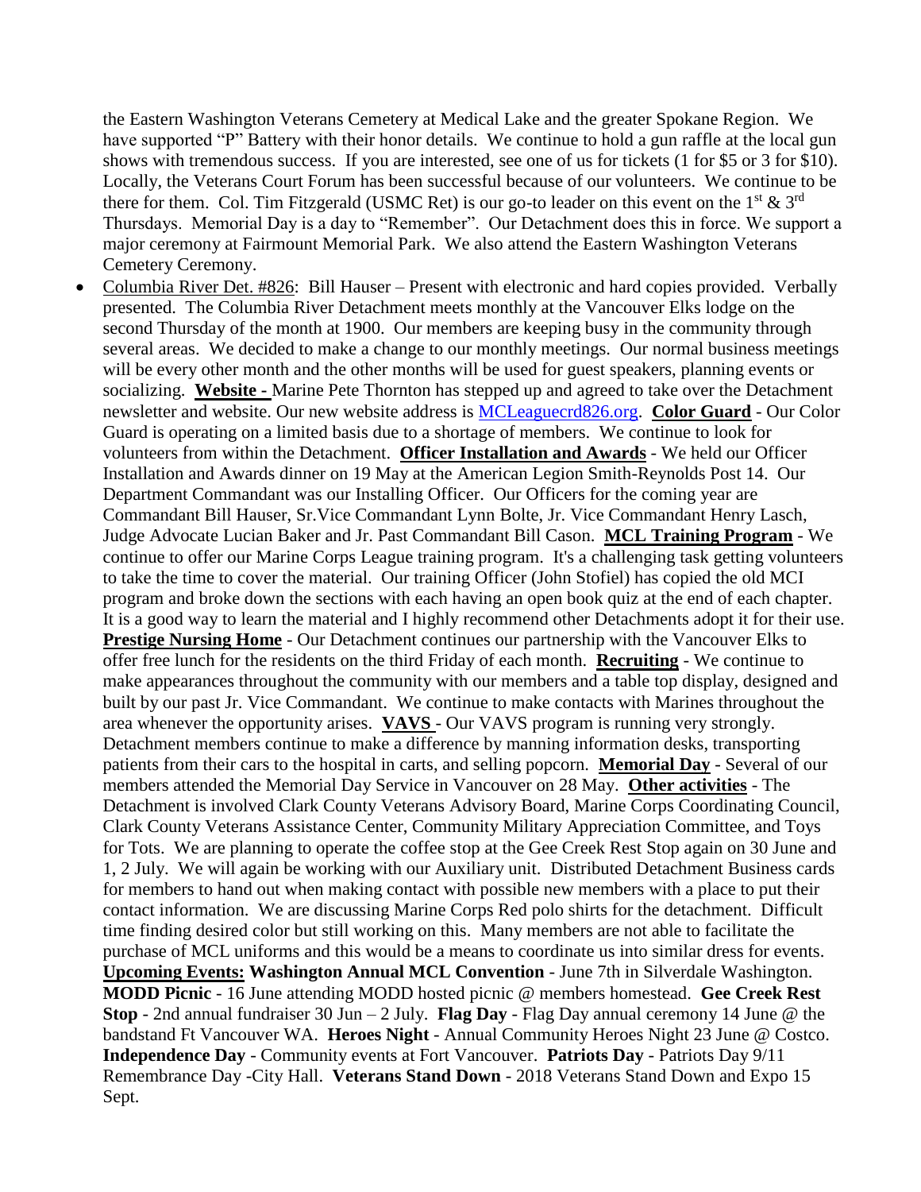the Eastern Washington Veterans Cemetery at Medical Lake and the greater Spokane Region. We have supported "P" Battery with their honor details. We continue to hold a gun raffle at the local gun shows with tremendous success. If you are interested, see one of us for tickets (1 for $5 or 3 for $10). Locally, the Veterans Court Forum has been successful because of our volunteers. We continue to be there for them. Col. Tim Fitzgerald (USMC Ret) is our go-to leader on this event on the 1st & 3rd Thursdays. Memorial Day is a day to "Remember". Our Detachment does this in force. We support a major ceremony at Fairmount Memorial Park. We also attend the Eastern Washington Veterans Cemetery Ceremony.

- Columbia River Det. #826: Bill Hauser – Present with electronic and hard copies provided. Verbally presented. The Columbia River Detachment meets monthly at the Vancouver Elks lodge on the second Thursday of the month at 1900. Our members are keeping busy in the community through several areas. We decided to make a change to our monthly meetings. Our normal business meetings will be every other month and the other months will be used for guest speakers, planning events or socializing. **Website -** Marine Pete Thornton has stepped up and agreed to take over the Detachment newsletter and website. Our new website address is [MCLeaguecrd826.org](MCLeaguecrd826.org). **Color Guard** - Our Color Guard is operating on a limited basis due to a shortage of members. We continue to look for volunteers from within the Detachment. **Officer Installation and Awards** - We held our Officer Installation and Awards dinner on 19 May at the American Legion Smith-Reynolds Post 14. Our Department Commandant was our Installing Officer. Our Officers for the coming year are Commandant Bill Hauser, Sr.Vice Commandant Lynn Bolte, Jr. Vice Commandant Henry Lasch, Judge Advocate Lucian Baker and Jr. Past Commandant Bill Cason. **MCL Training Program** - We continue to offer our Marine Corps League training program. It's a challenging task getting volunteers to take the time to cover the material. Our training Officer (John Stofiel) has copied the old MCI program and broke down the sections with each having an open book quiz at the end of each chapter. It is a good way to learn the material and I highly recommend other Detachments adopt it for their use. **Prestige Nursing Home** - Our Detachment continues our partnership with the Vancouver Elks to offer free lunch for the residents on the third Friday of each month. **Recruiting** - We continue to make appearances throughout the community with our members and a table top display, designed and built by our past Jr. Vice Commandant. We continue to make contacts with Marines throughout the area whenever the opportunity arises. **VAVS** - Our VAVS program is running very strongly. Detachment members continue to make a difference by manning information desks, transporting patients from their cars to the hospital in carts, and selling popcorn. **Memorial Day** - Several of our members attended the Memorial Day Service in Vancouver on 28 May. **Other activities** - The Detachment is involved Clark County Veterans Advisory Board, Marine Corps Coordinating Council, Clark County Veterans Assistance Center, Community Military Appreciation Committee, and Toys for Tots. We are planning to operate the coffee stop at the Gee Creek Rest Stop again on 30 June and 1, 2 July. We will again be working with our Auxiliary unit. Distributed Detachment Business cards for members to hand out when making contact with possible new members with a place to put their contact information. We are discussing Marine Corps Red polo shirts for the detachment. Difficult time finding desired color but still working on this. Many members are not able to facilitate the purchase of MCL uniforms and this would be a means to coordinate us into similar dress for events. **Upcoming Events:** **Washington Annual MCL Convention** - June 7th in Silverdale Washington. **MODD Picnic** - 16 June attending MODD hosted picnic @ members homestead. **Gee Creek Rest Stop** - 2nd annual fundraiser 30 Jun – 2 July. **Flag Day** - Flag Day annual ceremony 14 June @ the bandstand Ft Vancouver WA. **Heroes Night** - Annual Community Heroes Night 23 June @ Costco. **Independence Day** - Community events at Fort Vancouver. **Patriots Day** - Patriots Day 9/11 Remembrance Day -City Hall. **Veterans Stand Down** - 2018 Veterans Stand Down and Expo 15 Sept.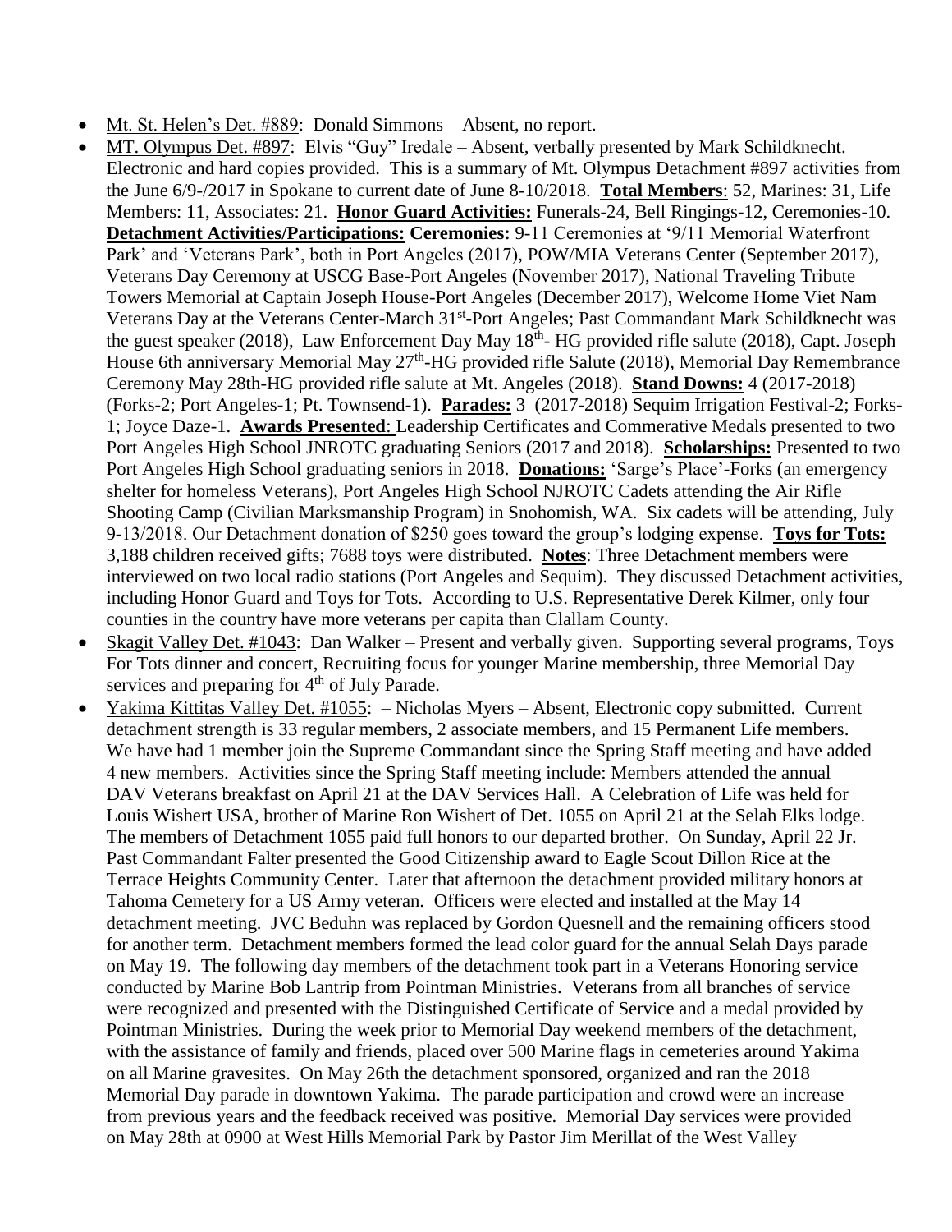- Mt. St. Helen's Det. #889: Donald Simmons – Absent, no report.
- MT. Olympus Det. #897: Elvis "Guy" Iredale – Absent, verbally presented by Mark Schildknecht. Electronic and hard copies provided. This is a summary of Mt. Olympus Detachment #897 activities from the June 6/9-/2017 in Spokane to current date of June 8-10/2018. **Total Members**: 52, Marines: 31, Life Members: 11, Associates: 21. **Honor Guard Activities:** Funerals-24, Bell Ringings-12, Ceremonies-10. **Detachment Activities/Participations: Ceremonies:** 9-11 Ceremonies at '9/11 Memorial Waterfront Park' and 'Veterans Park', both in Port Angeles (2017), POW/MIA Veterans Center (September 2017), Veterans Day Ceremony at USCG Base-Port Angeles (November 2017), National Traveling Tribute Towers Memorial at Captain Joseph House-Port Angeles (December 2017), Welcome Home Viet Nam Veterans Day at the Veterans Center-March 31st-Port Angeles; Past Commandant Mark Schildknecht was the guest speaker (2018), Law Enforcement Day May 18th- HG provided rifle salute (2018), Capt. Joseph House 6th anniversary Memorial May 27th-HG provided rifle Salute (2018), Memorial Day Remembrance Ceremony May 28th-HG provided rifle salute at Mt. Angeles (2018). **Stand Downs:** 4 (2017-2018) (Forks-2; Port Angeles-1; Pt. Townsend-1). **Parades:** 3 (2017-2018) Sequim Irrigation Festival-2; Forks-1; Joyce Daze-1. **Awards Presented**: Leadership Certificates and Commerative Medals presented to two Port Angeles High School JNROTC graduating Seniors (2017 and 2018). **Scholarships:** Presented to two Port Angeles High School graduating seniors in 2018. **Donations:** 'Sarge's Place'-Forks (an emergency shelter for homeless Veterans), Port Angeles High School NJROTC Cadets attending the Air Rifle Shooting Camp (Civilian Marksmanship Program) in Snohomish, WA. Six cadets will be attending, July 9-13/2018. Our Detachment donation of $250 goes toward the group's lodging expense. **Toys for Tots:** 3,188 children received gifts; 7688 toys were distributed. **Notes**: Three Detachment members were interviewed on two local radio stations (Port Angeles and Sequim). They discussed Detachment activities, including Honor Guard and Toys for Tots. According to U.S. Representative Derek Kilmer, only four counties in the country have more veterans per capita than Clallam County.
- Skagit Valley Det. #1043: Dan Walker – Present and verbally given. Supporting several programs, Toys For Tots dinner and concert, Recruiting focus for younger Marine membership, three Memorial Day services and preparing for 4th of July Parade.
- Yakima Kittitas Valley Det. #1055: – Nicholas Myers – Absent, Electronic copy submitted. Current detachment strength is 33 regular members, 2 associate members, and 15 Permanent Life members. We have had 1 member join the Supreme Commandant since the Spring Staff meeting and have added 4 new members. Activities since the Spring Staff meeting include: Members attended the annual DAV Veterans breakfast on April 21 at the DAV Services Hall. A Celebration of Life was held for Louis Wishert USA, brother of Marine Ron Wishert of Det. 1055 on April 21 at the Selah Elks lodge. The members of Detachment 1055 paid full honors to our departed brother. On Sunday, April 22 Jr. Past Commandant Falter presented the Good Citizenship award to Eagle Scout Dillon Rice at the Terrace Heights Community Center. Later that afternoon the detachment provided military honors at Tahoma Cemetery for a US Army veteran. Officers were elected and installed at the May 14 detachment meeting. JVC Beduhn was replaced by Gordon Quesnell and the remaining officers stood for another term. Detachment members formed the lead color guard for the annual Selah Days parade on May 19. The following day members of the detachment took part in a Veterans Honoring service conducted by Marine Bob Lantrip from Pointman Ministries. Veterans from all branches of service were recognized and presented with the Distinguished Certificate of Service and a medal provided by Pointman Ministries. During the week prior to Memorial Day weekend members of the detachment, with the assistance of family and friends, placed over 500 Marine flags in cemeteries around Yakima on all Marine gravesites. On May 26th the detachment sponsored, organized and ran the 2018 Memorial Day parade in downtown Yakima. The parade participation and crowd were an increase from previous years and the feedback received was positive. Memorial Day services were provided on May 28th at 0900 at West Hills Memorial Park by Pastor Jim Merillat of the West Valley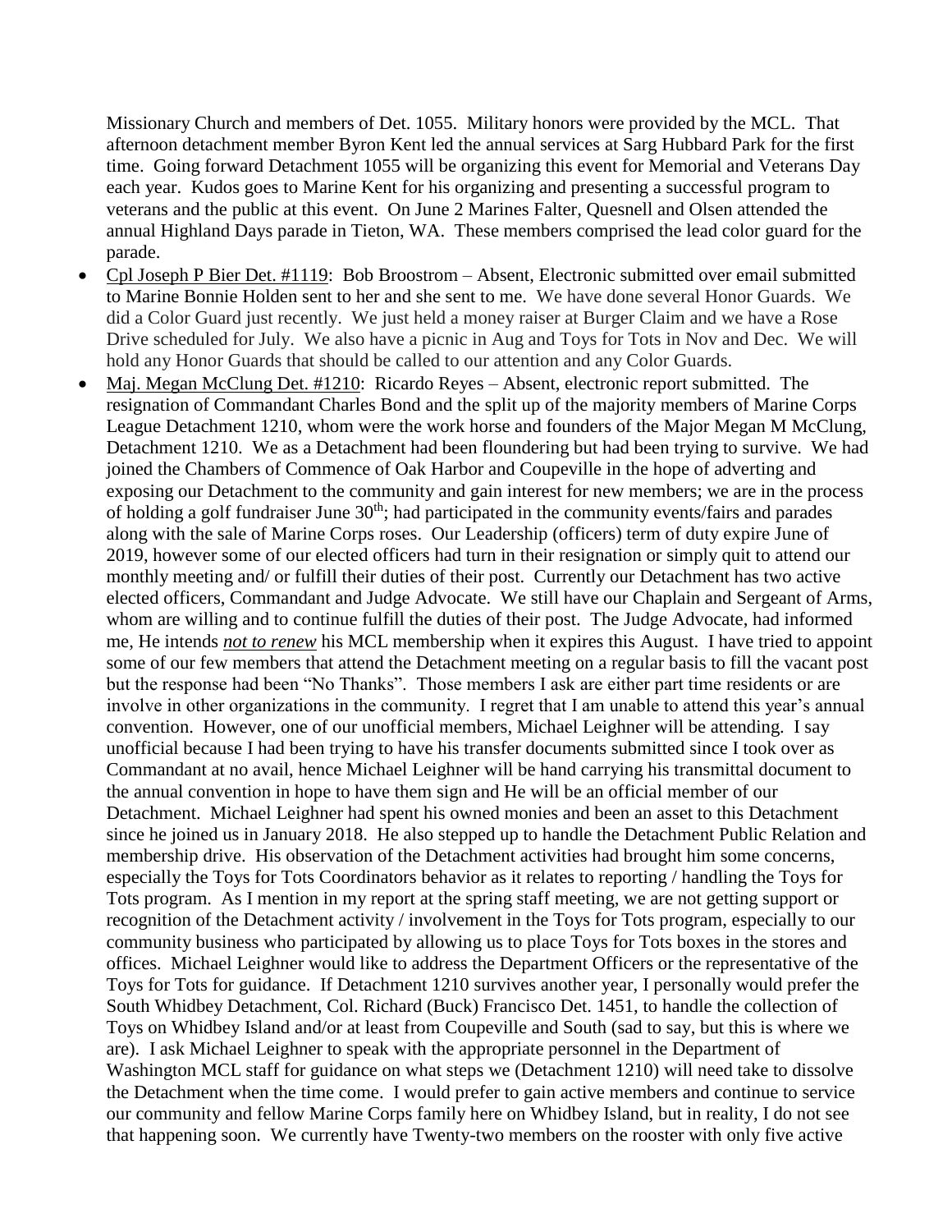Missionary Church and members of Det. 1055. Military honors were provided by the MCL. That afternoon detachment member Byron Kent led the annual services at Sarg Hubbard Park for the first time. Going forward Detachment 1055 will be organizing this event for Memorial and Veterans Day each year. Kudos goes to Marine Kent for his organizing and presenting a successful program to veterans and the public at this event. On June 2 Marines Falter, Quesnell and Olsen attended the annual Highland Days parade in Tieton, WA. These members comprised the lead color guard for the parade.

- Cpl Joseph P Bier Det. #1119: Bob Broostrom – Absent, Electronic submitted over email submitted to Marine Bonnie Holden sent to her and she sent to me. We have done several Honor Guards. We did a Color Guard just recently. We just held a money raiser at Burger Claim and we have a Rose Drive scheduled for July. We also have a picnic in Aug and Toys for Tots in Nov and Dec. We will hold any Honor Guards that should be called to our attention and any Color Guards.
- Maj. Megan McClung Det. #1210: Ricardo Reyes – Absent, electronic report submitted. The resignation of Commandant Charles Bond and the split up of the majority members of Marine Corps League Detachment 1210, whom were the work horse and founders of the Major Megan M McClung, Detachment 1210. We as a Detachment had been floundering but had been trying to survive. We had joined the Chambers of Commence of Oak Harbor and Coupeville in the hope of adverting and exposing our Detachment to the community and gain interest for new members; we are in the process of holding a golf fundraiser June 30th; had participated in the community events/fairs and parades along with the sale of Marine Corps roses. Our Leadership (officers) term of duty expire June of 2019, however some of our elected officers had turn in their resignation or simply quit to attend our monthly meeting and/ or fulfill their duties of their post. Currently our Detachment has two active elected officers, Commandant and Judge Advocate. We still have our Chaplain and Sergeant of Arms, whom are willing and to continue fulfill the duties of their post. The Judge Advocate, had informed me, He intends ***not to renew*** his MCL membership when it expires this August. I have tried to appoint some of our few members that attend the Detachment meeting on a regular basis to fill the vacant post but the response had been "No Thanks". Those members I ask are either part time residents or are involve in other organizations in the community. I regret that I am unable to attend this year's annual convention. However, one of our unofficial members, Michael Leighner will be attending. I say unofficial because I had been trying to have his transfer documents submitted since I took over as Commandant at no avail, hence Michael Leighner will be hand carrying his transmittal document to the annual convention in hope to have them sign and He will be an official member of our Detachment. Michael Leighner had spent his owned monies and been an asset to this Detachment since he joined us in January 2018. He also stepped up to handle the Detachment Public Relation and membership drive. His observation of the Detachment activities had brought him some concerns, especially the Toys for Tots Coordinators behavior as it relates to reporting / handling the Toys for Tots program. As I mention in my report at the spring staff meeting, we are not getting support or recognition of the Detachment activity / involvement in the Toys for Tots program, especially to our community business who participated by allowing us to place Toys for Tots boxes in the stores and offices. Michael Leighner would like to address the Department Officers or the representative of the Toys for Tots for guidance. If Detachment 1210 survives another year, I personally would prefer the South Whidbey Detachment, Col. Richard (Buck) Francisco Det. 1451, to handle the collection of Toys on Whidbey Island and/or at least from Coupeville and South (sad to say, but this is where we are). I ask Michael Leighner to speak with the appropriate personnel in the Department of Washington MCL staff for guidance on what steps we (Detachment 1210) will need take to dissolve the Detachment when the time come. I would prefer to gain active members and continue to service our community and fellow Marine Corps family here on Whidbey Island, but in reality, I do not see that happening soon. We currently have Twenty-two members on the rooster with only five active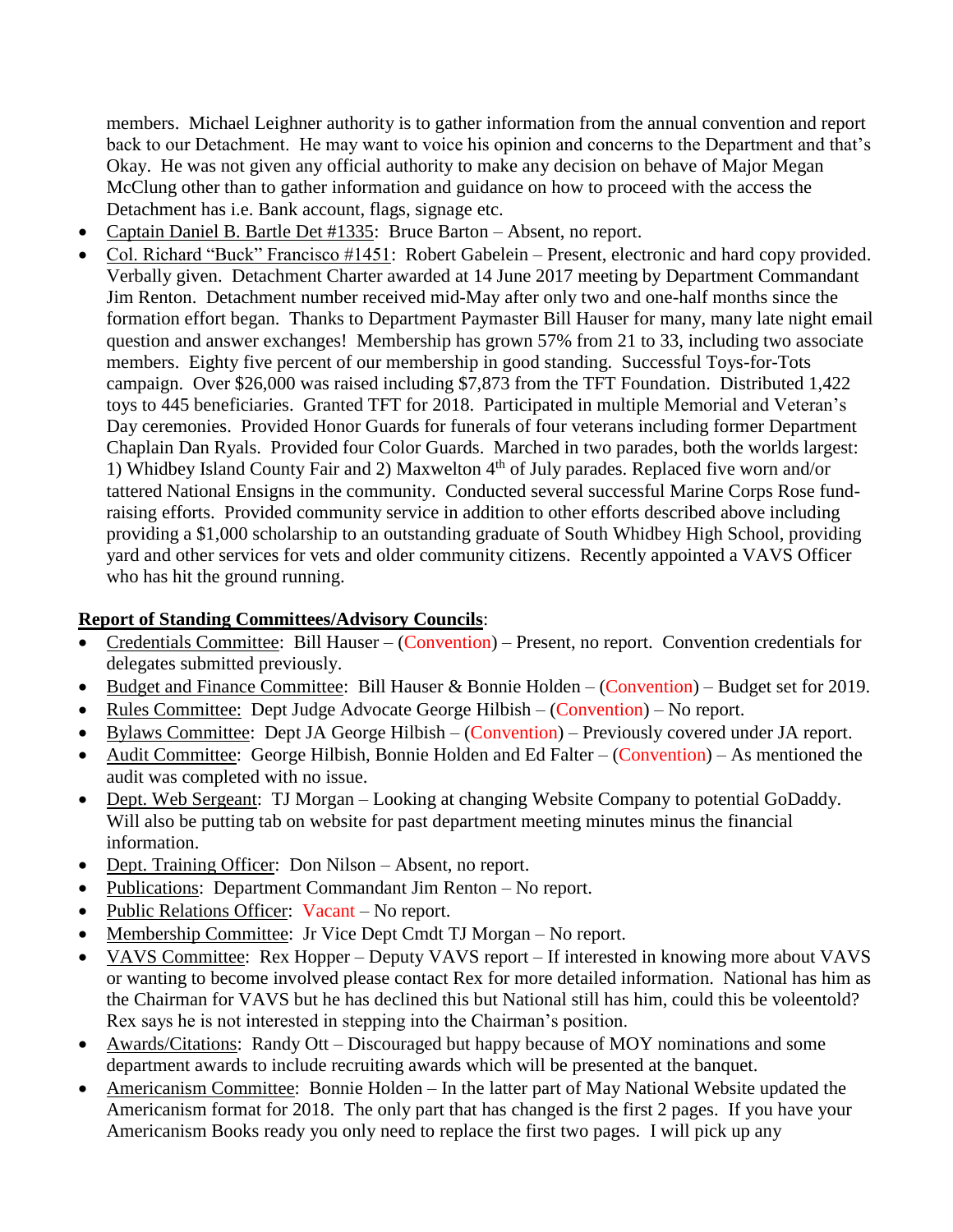members. Michael Leighner authority is to gather information from the annual convention and report back to our Detachment. He may want to voice his opinion and concerns to the Department and that's Okay. He was not given any official authority to make any decision on behave of Major Megan McClung other than to gather information and guidance on how to proceed with the access the Detachment has i.e. Bank account, flags, signage etc.

- Captain Daniel B. Bartle Det #1335: Bruce Barton – Absent, no report.
- Col. Richard "Buck" Francisco #1451: Robert Gabelein – Present, electronic and hard copy provided. Verbally given. Detachment Charter awarded at 14 June 2017 meeting by Department Commandant Jim Renton. Detachment number received mid-May after only two and one-half months since the formation effort began. Thanks to Department Paymaster Bill Hauser for many, many late night email question and answer exchanges! Membership has grown 57% from 21 to 33, including two associate members. Eighty five percent of our membership in good standing. Successful Toys-for-Tots campaign. Over $26,000 was raised including $7,873 from the TFT Foundation. Distributed 1,422 toys to 445 beneficiaries. Granted TFT for 2018. Participated in multiple Memorial and Veteran's Day ceremonies. Provided Honor Guards for funerals of four veterans including former Department Chaplain Dan Ryals. Provided four Color Guards. Marched in two parades, both the worlds largest: 1) Whidbey Island County Fair and 2) Maxwelton 4th of July parades. Replaced five worn and/or tattered National Ensigns in the community. Conducted several successful Marine Corps Rose fund-raising efforts. Provided community service in addition to other efforts described above including providing a $1,000 scholarship to an outstanding graduate of South Whidbey High School, providing yard and other services for vets and older community citizens. Recently appointed a VAVS Officer who has hit the ground running.

**Report of Standing Committees/Advisory Councils**:

- Credentials Committee: Bill Hauser – (Convention) – Present, no report. Convention credentials for delegates submitted previously.
- Budget and Finance Committee: Bill Hauser & Bonnie Holden – (Convention) – Budget set for 2019.
- Rules Committee: Dept Judge Advocate George Hilbish – (Convention) – No report.
- Bylaws Committee: Dept JA George Hilbish – (Convention) – Previously covered under JA report.
- Audit Committee: George Hilbish, Bonnie Holden and Ed Falter – (Convention) – As mentioned the audit was completed with no issue.
- Dept. Web Sergeant: TJ Morgan – Looking at changing Website Company to potential GoDaddy. Will also be putting tab on website for past department meeting minutes minus the financial information.
- Dept. Training Officer: Don Nilson – Absent, no report.
- Publications: Department Commandant Jim Renton – No report.
- Public Relations Officer: Vacant – No report.
- Membership Committee: Jr Vice Dept Cmdt TJ Morgan – No report.
- VAVS Committee: Rex Hopper – Deputy VAVS report – If interested in knowing more about VAVS or wanting to become involved please contact Rex for more detailed information. National has him as the Chairman for VAVS but he has declined this but National still has him, could this be voleentold? Rex says he is not interested in stepping into the Chairman's position.
- Awards/Citations: Randy Ott – Discouraged but happy because of MOY nominations and some department awards to include recruiting awards which will be presented at the banquet.
- Americanism Committee: Bonnie Holden – In the latter part of May National Website updated the Americanism format for 2018. The only part that has changed is the first 2 pages. If you have your Americanism Books ready you only need to replace the first two pages. I will pick up any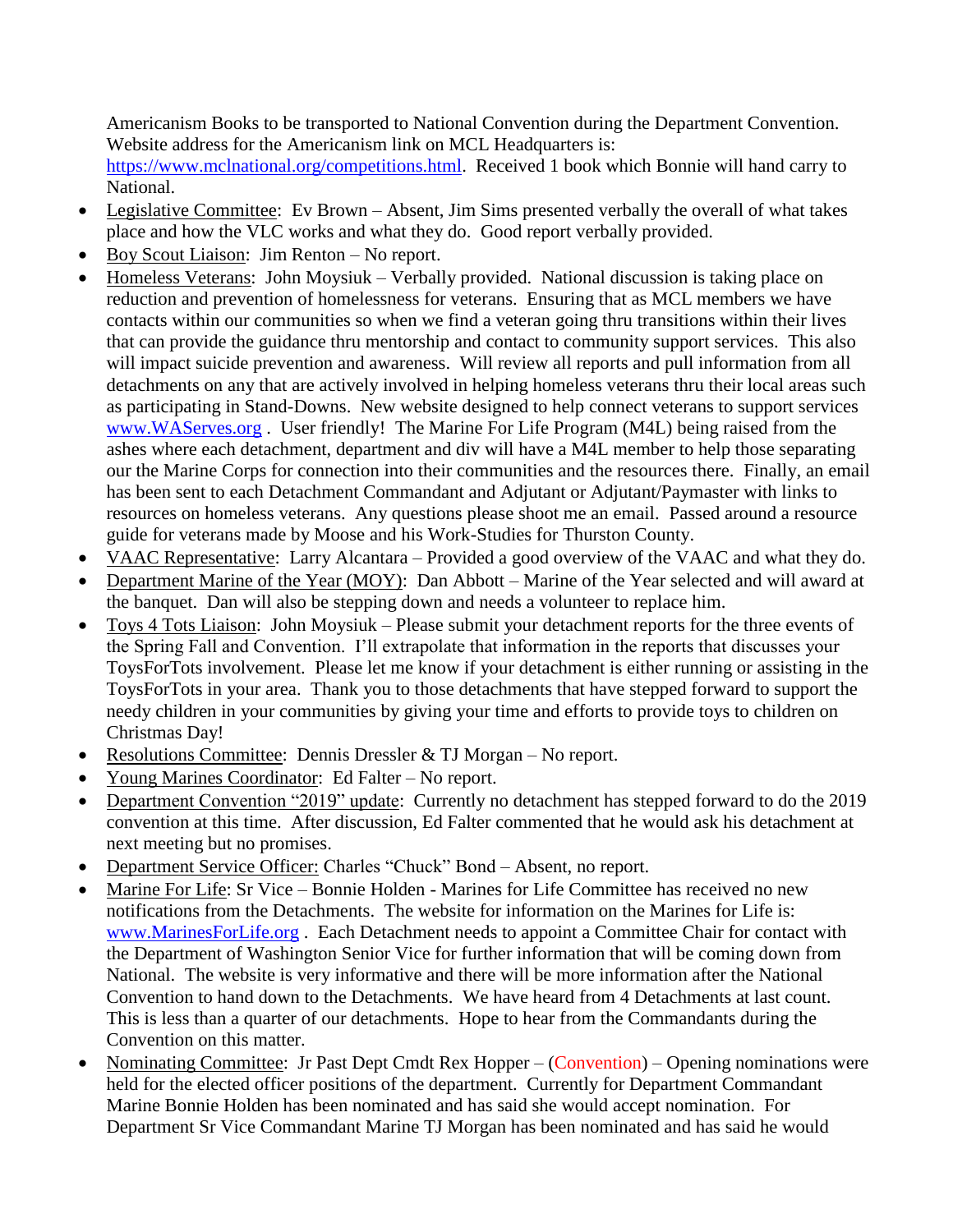Americanism Books to be transported to National Convention during the Department Convention. Website address for the Americanism link on MCL Headquarters is: https://www.mclnational.org/competitions.html. Received 1 book which Bonnie will hand carry to National.

- Legislative Committee: Ev Brown – Absent, Jim Sims presented verbally the overall of what takes place and how the VLC works and what they do. Good report verbally provided.
- Boy Scout Liaison: Jim Renton – No report.
- Homeless Veterans: John Moysiuk – Verbally provided. National discussion is taking place on reduction and prevention of homelessness for veterans. Ensuring that as MCL members we have contacts within our communities so when we find a veteran going thru transitions within their lives that can provide the guidance thru mentorship and contact to community support services. This also will impact suicide prevention and awareness. Will review all reports and pull information from all detachments on any that are actively involved in helping homeless veterans thru their local areas such as participating in Stand-Downs. New website designed to help connect veterans to support services www.WAServes.org . User friendly! The Marine For Life Program (M4L) being raised from the ashes where each detachment, department and div will have a M4L member to help those separating our the Marine Corps for connection into their communities and the resources there. Finally, an email has been sent to each Detachment Commandant and Adjutant or Adjutant/Paymaster with links to resources on homeless veterans. Any questions please shoot me an email. Passed around a resource guide for veterans made by Moose and his Work-Studies for Thurston County.
- VAAC Representative: Larry Alcantara – Provided a good overview of the VAAC and what they do.
- Department Marine of the Year (MOY): Dan Abbott – Marine of the Year selected and will award at the banquet. Dan will also be stepping down and needs a volunteer to replace him.
- Toys 4 Tots Liaison: John Moysiuk – Please submit your detachment reports for the three events of the Spring Fall and Convention. I'll extrapolate that information in the reports that discusses your ToysForTots involvement. Please let me know if your detachment is either running or assisting in the ToysForTots in your area. Thank you to those detachments that have stepped forward to support the needy children in your communities by giving your time and efforts to provide toys to children on Christmas Day!
- Resolutions Committee: Dennis Dressler & TJ Morgan – No report.
- Young Marines Coordinator: Ed Falter – No report.
- Department Convention "2019" update: Currently no detachment has stepped forward to do the 2019 convention at this time. After discussion, Ed Falter commented that he would ask his detachment at next meeting but no promises.
- Department Service Officer: Charles "Chuck" Bond – Absent, no report.
- Marine For Life: Sr Vice – Bonnie Holden - Marines for Life Committee has received no new notifications from the Detachments. The website for information on the Marines for Life is: www.MarinesForLife.org . Each Detachment needs to appoint a Committee Chair for contact with the Department of Washington Senior Vice for further information that will be coming down from National. The website is very informative and there will be more information after the National Convention to hand down to the Detachments. We have heard from 4 Detachments at last count. This is less than a quarter of our detachments. Hope to hear from the Commandants during the Convention on this matter.
- Nominating Committee: Jr Past Dept Cmdt Rex Hopper – (Convention) – Opening nominations were held for the elected officer positions of the department. Currently for Department Commandant Marine Bonnie Holden has been nominated and has said she would accept nomination. For Department Sr Vice Commandant Marine TJ Morgan has been nominated and has said he would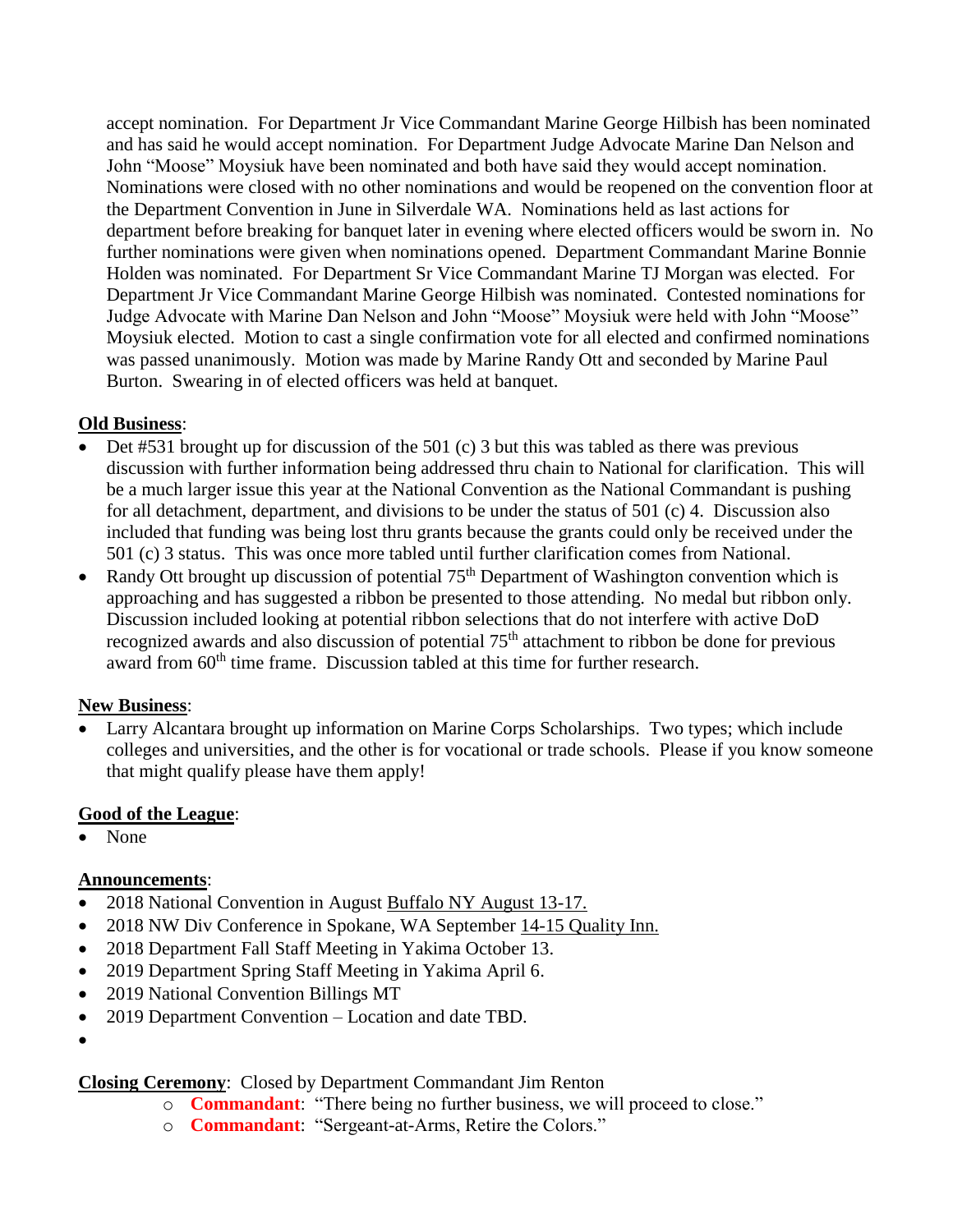accept nomination. For Department Jr Vice Commandant Marine George Hilbish has been nominated and has said he would accept nomination. For Department Judge Advocate Marine Dan Nelson and John "Moose" Moysiuk have been nominated and both have said they would accept nomination. Nominations were closed with no other nominations and would be reopened on the convention floor at the Department Convention in June in Silverdale WA. Nominations held as last actions for department before breaking for banquet later in evening where elected officers would be sworn in. No further nominations were given when nominations opened. Department Commandant Marine Bonnie Holden was nominated. For Department Sr Vice Commandant Marine TJ Morgan was elected. For Department Jr Vice Commandant Marine George Hilbish was nominated. Contested nominations for Judge Advocate with Marine Dan Nelson and John "Moose" Moysiuk were held with John "Moose" Moysiuk elected. Motion to cast a single confirmation vote for all elected and confirmed nominations was passed unanimously. Motion was made by Marine Randy Ott and seconded by Marine Paul Burton. Swearing in of elected officers was held at banquet.

**Old Business**:

- Det #531 brought up for discussion of the 501 (c) 3 but this was tabled as there was previous discussion with further information being addressed thru chain to National for clarification. This will be a much larger issue this year at the National Convention as the National Commandant is pushing for all detachment, department, and divisions to be under the status of 501 (c) 4. Discussion also included that funding was being lost thru grants because the grants could only be received under the 501 (c) 3 status. This was once more tabled until further clarification comes from National.
- Randy Ott brought up discussion of potential 75th Department of Washington convention which is approaching and has suggested a ribbon be presented to those attending. No medal but ribbon only. Discussion included looking at potential ribbon selections that do not interfere with active DoD recognized awards and also discussion of potential 75th attachment to ribbon be done for previous award from 60th time frame. Discussion tabled at this time for further research.

**New Business**:

- Larry Alcantara brought up information on Marine Corps Scholarships. Two types; which include colleges and universities, and the other is for vocational or trade schools. Please if you know someone that might qualify please have them apply!

**Good of the League**:

- None

**Announcements**:

- 2018 National Convention in August Buffalo NY August 13-17.
- 2018 NW Div Conference in Spokane, WA September 14-15 Quality Inn.
- 2018 Department Fall Staff Meeting in Yakima October 13.
- 2019 Department Spring Staff Meeting in Yakima April 6.
- 2019 National Convention Billings MT
- 2019 Department Convention – Location and date TBD.

**Closing Ceremony**: Closed by Department Commandant Jim Renton

- **Commandant**: "There being no further business, we will proceed to close."
- **Commandant**: "Sergeant-at-Arms, Retire the Colors."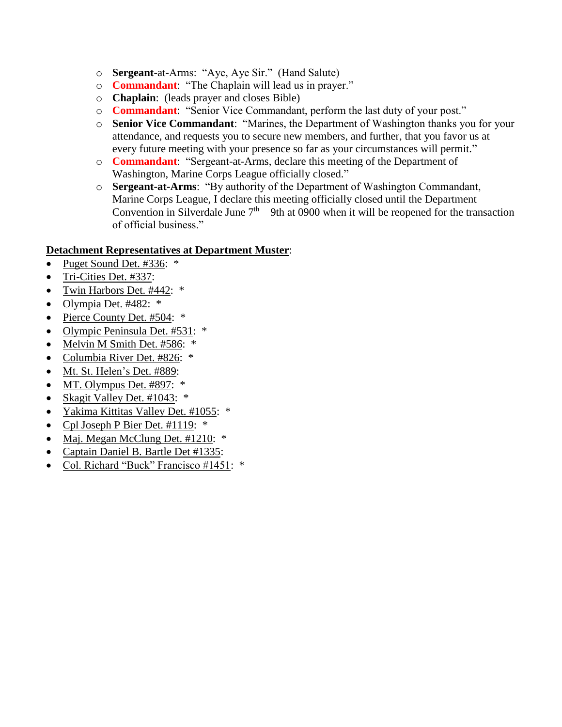- **Sergeant**-at-Arms: "Aye, Aye Sir." (Hand Salute)
- **Commandant**: "The Chaplain will lead us in prayer."
- **Chaplain**: (leads prayer and closes Bible)
- **Commandant**: "Senior Vice Commandant, perform the last duty of your post."
- **Senior Vice Commandant**: "Marines, the Department of Washington thanks you for your attendance, and requests you to secure new members, and further, that you favor us at every future meeting with your presence so far as your circumstances will permit."
- **Commandant**: "Sergeant-at-Arms, declare this meeting of the Department of Washington, Marine Corps League officially closed."
- **Sergeant-at-Arms**: "By authority of the Department of Washington Commandant, Marine Corps League, I declare this meeting officially closed until the Department Convention in Silverdale June 7th – 9th at 0900 when it will be reopened for the transaction of official business."

**Detachment Representatives at Department Muster**:

- Puget Sound Det. #336: *
- Tri-Cities Det. #337:
- Twin Harbors Det. #442: *
- Olympia Det. #482: *
- Pierce County Det. #504: *
- Olympic Peninsula Det. #531: *
- Melvin M Smith Det. #586: *
- Columbia River Det. #826: *
- Mt. St. Helen's Det. #889:
- MT. Olympus Det. #897: *
- Skagit Valley Det. #1043: *
- Yakima Kittitas Valley Det. #1055: *
- Cpl Joseph P Bier Det. #1119: *
- Maj. Megan McClung Det. #1210: *
- Captain Daniel B. Bartle Det #1335:
- Col. Richard "Buck" Francisco #1451: *